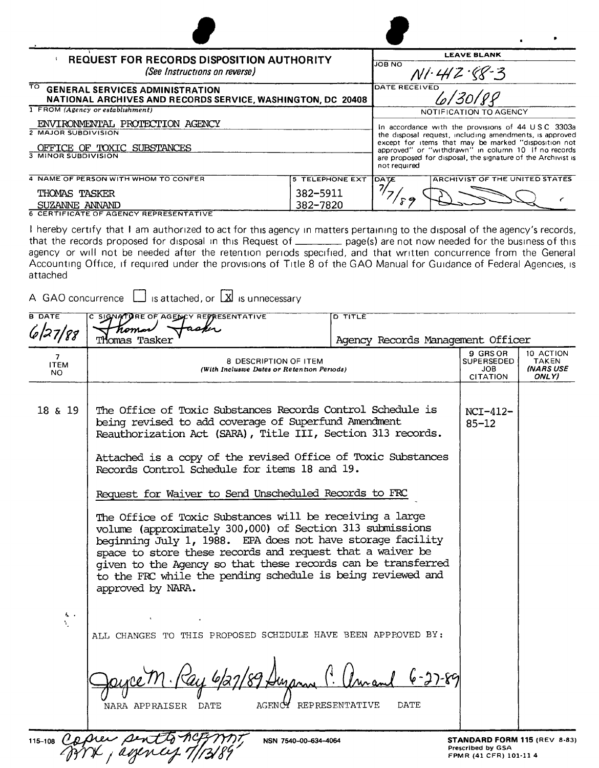# REQUEST FOR RECORDS DISPOSITION AUTHORITY

*(See Instructions on reverse)*

**LEAVE BLANK**

JOB NO: N1-412-88-3

DATE RECEIVED: 6/30/88

TO: **GENERAL SERVICES ADMINISTRATION NATIONAL ARCHIVES AND RECORDS SERVICE, WASHINGTON, DC 20408**

1 FROM *(Agency or establishment)*: ENVIRONMENTAL PROTECTION AGENCY

2 MAJOR SUBDIVISION: OFFICE OF TOXIC SUBSTANCES

3 MINOR SUBDIVISION:

**NOTIFICATION TO AGENCY**

In accordance with the provisions of 44 U S C 3303a the disposal request, including amendments, is approved except for items that may be marked "disposition not approved" or "withdrawn" in column 10 If no records are proposed for disposal, the signature of the Archivist is not required

| 4 NAME OF PERSON WITH WHOM TO CONFER | 5 TELEPHONE EXT | DATE | ARCHIVIST OF THE UNITED STATES |
|---|---|---|---|
| THOMAS TASKER | 382-5911 | 7/7/89 | [signature] |
| SUZANNE ANNAND | 382-7820 | | |

6 CERTIFICATE OF AGENCY REPRESENTATIVE

I hereby certify that I am authorized to act for this agency in matters pertaining to the disposal of the agency's records, that the records proposed for disposal in this Request of ______ page(s) are not now needed for the business of this agency or will not be needed after the retention periods specified, and that written concurrence from the General Accounting Office, if required under the provisions of Title 8 of the GAO Manual for Guidance of Federal Agencies, is attached

A GAO concurrence ☐ is attached, or ☒ is unnecessary

| B DATE | C SIGNATURE OF AGENCY REPRESENTATIVE | D TITLE |
|---|---|---|
| 6/27/88 | Thomas Tasker | Agency Records Management Officer |

| 7 ITEM NO | 8 DESCRIPTION OF ITEM *(With Inclusive Dates or Retention Periods)* | 9 GRS OR SUPERSEDED JOB CITATION | 10 ACTION TAKEN *(NARS USE ONLY)* |
|---|---|---|---|
| 18 & 19 | The Office of Toxic Substances Records Control Schedule is being revised to add coverage of Superfund Amendment Reauthorization Act (SARA), Title III, Section 313 records.<br><br>Attached is a copy of the revised Office of Toxic Substances Records Control Schedule for items 18 and 19.<br><br>Request for Waiver to Send Unscheduled Records to FRC<br><br>The Office of Toxic Substances will be receiving a large volume (approximately 300,000) of Section 313 submissions beginning July 1, 1988. EPA does not have storage facility space to store these records and request that a waiver be given to the Agency so that these records can be transferred to the FRC while the pending schedule is being reviewed and approved by NARA.<br><br>ALL CHANGES TO THIS PROPOSED SCHEDULE HAVE BEEN APPROVED BY:<br><br>Joyce M. Ray 6/27/89 Suzanne C. Annand 6-27-89<br>NARA APPRAISER DATE AGENCY REPRESENTATIVE DATE | NCI-412-85-12 | |

115-108 Copies sent to NCF, NNT, NNX, agency 7/13/89

NSN 7540-00-634-4064

**STANDARD FORM 115** (REV 8-83)
Prescribed by GSA
FPMR (41 CFR) 101-11 4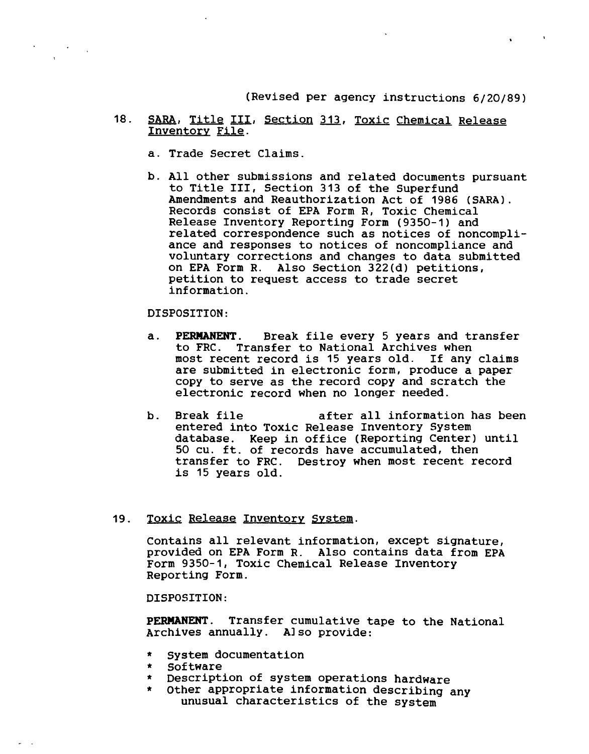(Revised per agency instructions 6/20/89)

18. SARA, Title III, Section 313, Toxic Chemical Release Inventory File.

    a. Trade Secret Claims.

    b. All other submissions and related documents pursuant to Title III, Section 313 of the Superfund Amendments and Reauthorization Act of 1986 (SARA). Records consist of EPA Form R, Toxic Chemical Release Inventory Reporting Form (9350-1) and related correspondence such as notices of noncompliance and responses to notices of noncompliance and voluntary corrections and changes to data submitted on EPA Form R. Also Section 322(d) petitions, petition to request access to trade secret information.

    DISPOSITION:

    a. **PERMANENT**. Break file every 5 years and transfer to FRC. Transfer to National Archives when most recent record is 15 years old. If any claims are submitted in electronic form, produce a paper copy to serve as the record copy and scratch the electronic record when no longer needed.

    b. Break file after all information has been entered into Toxic Release Inventory System database. Keep in office (Reporting Center) until 50 cu. ft. of records have accumulated, then transfer to FRC. Destroy when most recent record is 15 years old.

19. Toxic Release Inventory System.

    Contains all relevant information, except signature, provided on EPA Form R. Also contains data from EPA Form 9350-1, Toxic Chemical Release Inventory Reporting Form.

    DISPOSITION:

    **PERMANENT**. Transfer cumulative tape to the National Archives annually. Also provide:

    * System documentation
    * Software
    * Description of system operations hardware
    * Other appropriate information describing any unusual characteristics of the system